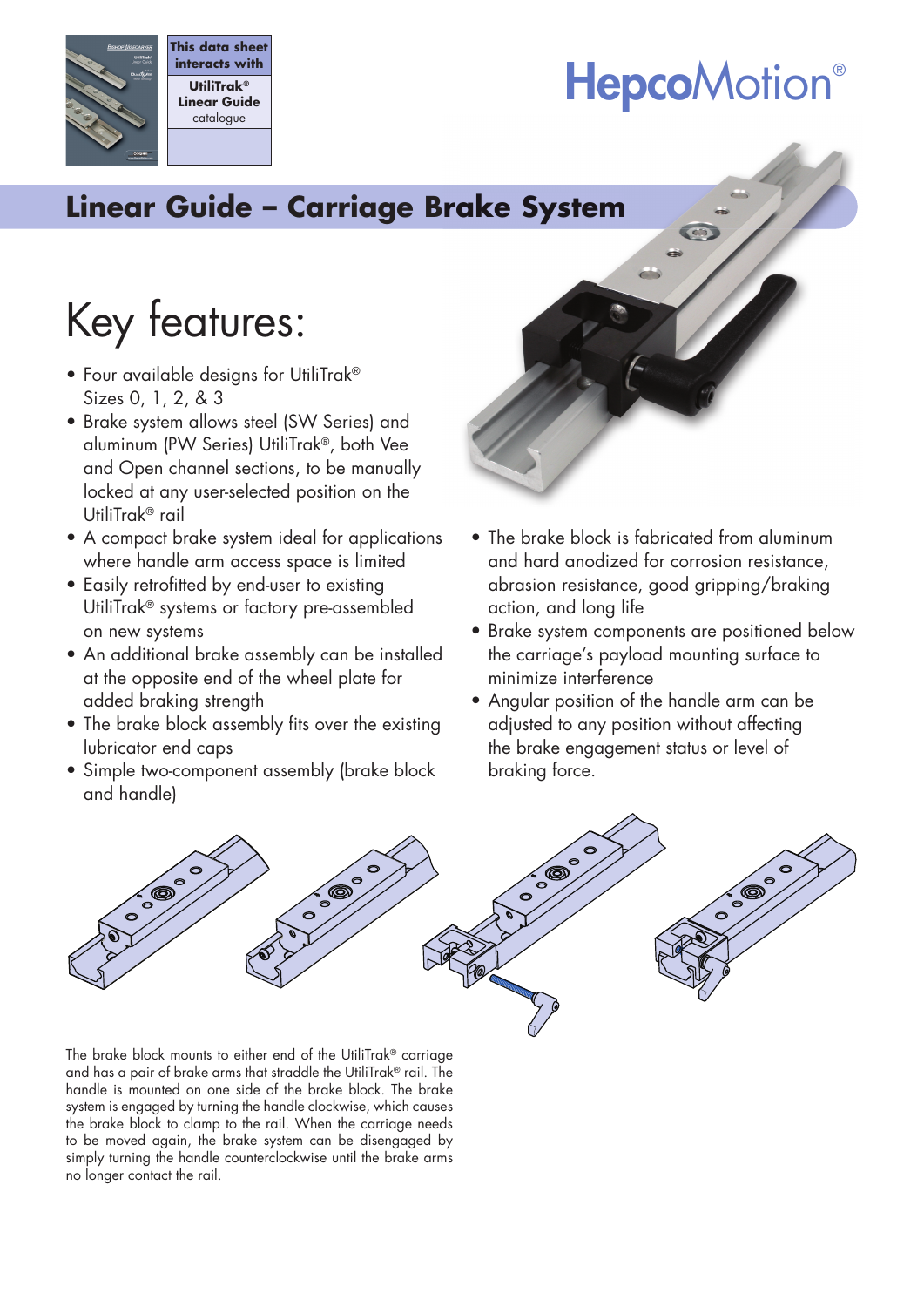This data sheet interacts with

**UtiliTrak® Linear Guide** catalogue

HepcoMotion®

# Linear Guide – Carriage Brake System

## Key features:

- Four available designs for UtiliTrak® Sizes 0, 1, 2, & 3
- Brake system allows steel (SW Series) and aluminum (PW Series) UtiliTrak®, both Vee and Open channel sections, to be manually locked at any user-selected position on the UtiliTrak® rail
- A compact brake system ideal for applications where handle arm access space is limited
- Easily retrofitted by end-user to existing UtiliTrak® systems or factory pre-assembled on new systems
- An additional brake assembly can be installed at the opposite end of the wheel plate for added braking strength
- The brake block assembly fits over the existing lubricator end caps
- Simple two-component assembly (brake block and handle)
- The brake block is fabricated from aluminum and hard anodized for corrosion resistance, abrasion resistance, good gripping/braking action, and long life
- Brake system components are positioned below the carriage's payload mounting surface to minimize interference
- Angular position of the handle arm can be adjusted to any position without affecting the brake engagement status or level of braking force.

The brake block mounts to either end of the UtiliTrak® carriage and has a pair of brake arms that straddle the UtiliTrak® rail. The handle is mounted on one side of the brake block. The brake system is engaged by turning the handle clockwise, which causes the brake block to clamp to the rail. When the carriage needs to be moved again, the brake system can be disengaged by simply turning the handle counterclockwise until the brake arms no longer contact the rail.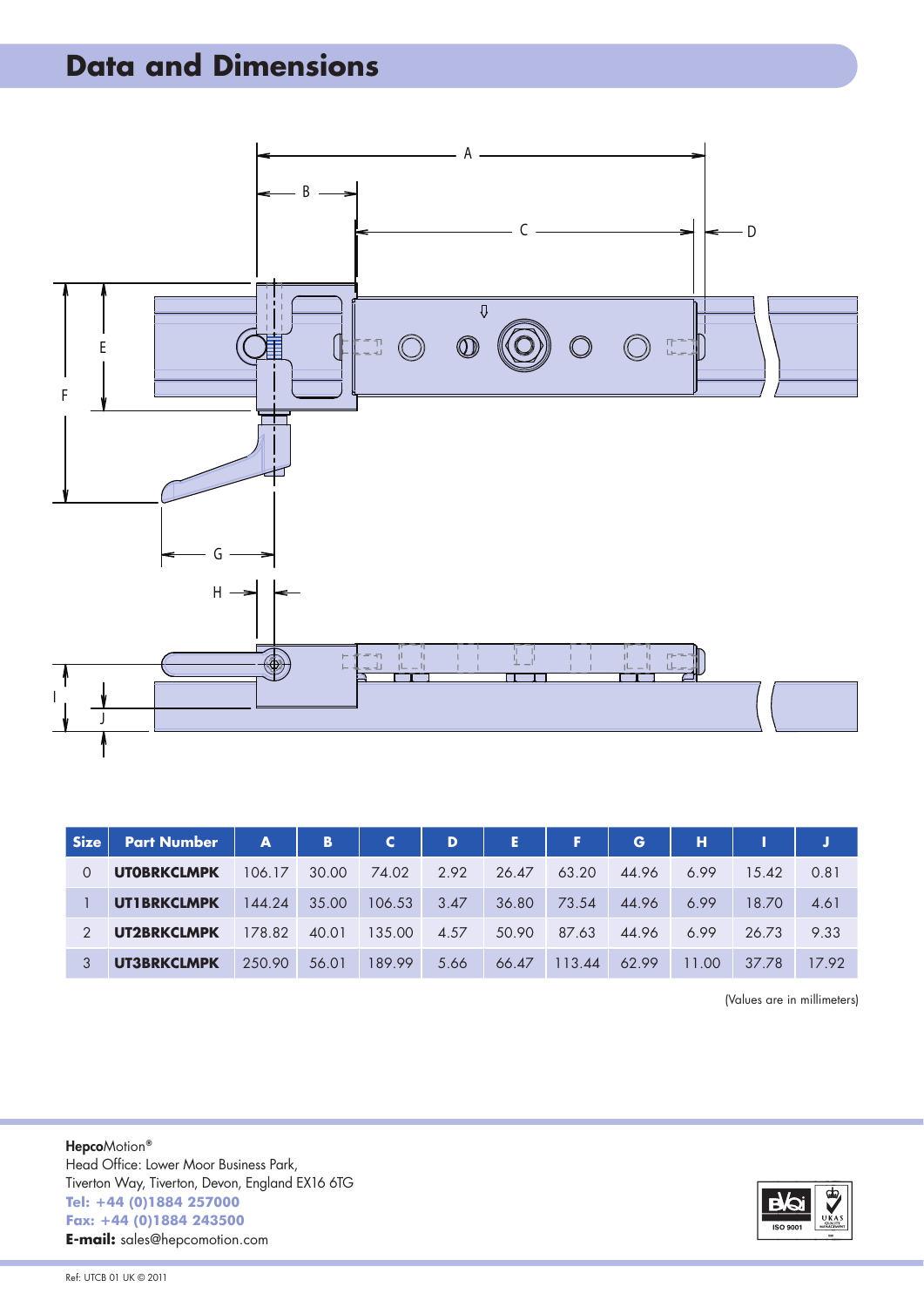# Data and Dimensions

A

B

C

D

E

F

G

H

I

J

| Size | Part Number | A | B | C | D | E | F | G | H | I | J |
|---|---|---|---|---|---|---|---|---|---|---|---|
| 0 | **UT0BRKCLMPK** | 106.17 | 30.00 | 74.02 | 2.92 | 26.47 | 63.20 | 44.96 | 6.99 | 15.42 | 0.81 |
| 1 | **UT1BRKCLMPK** | 144.24 | 35.00 | 106.53 | 3.47 | 36.80 | 73.54 | 44.96 | 6.99 | 18.70 | 4.61 |
| 2 | **UT2BRKCLMPK** | 178.82 | 40.01 | 135.00 | 4.57 | 50.90 | 87.63 | 44.96 | 6.99 | 26.73 | 9.33 |
| 3 | **UT3BRKCLMPK** | 250.90 | 56.01 | 189.99 | 5.66 | 66.47 | 113.44 | 62.99 | 11.00 | 37.78 | 17.92 |

(Values are in millimeters)

**Hepco**Motion®
Head Office: Lower Moor Business Park,
Tiverton Way, Tiverton, Devon, England EX16 6TG
**Tel: +44 (0)1884 257000**
**Fax: +44 (0)1884 243500**
**E-mail:** sales@hepcomotion.com

Ref: UTCB 01 UK © 2011